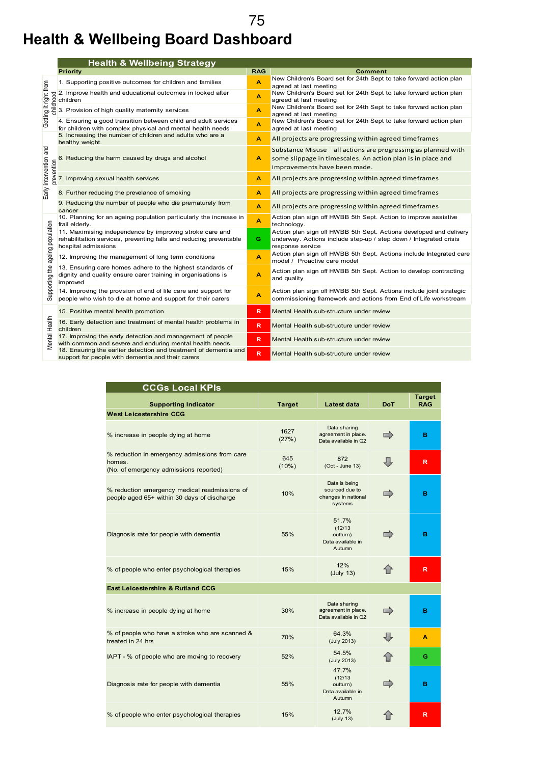# Health & Wellbeing Board Dashboard

## Health & Wellbeing Strategy

| | Priority | RAG | Comment |
|---|---|---|---|
| Getting it right from childhood | 1. Supporting positive outcomes for children and families | A | New Children's Board set for 24th Sept to take forward action plan agreed at last meeting |
| | 2. Improve health and educational outcomes in looked after children | A | New Children's Board set for 24th Sept to take forward action plan agreed at last meeting |
| | 3. Provision of high quality maternity services | A | New Children's Board set for 24th Sept to take forward action plan agreed at last meeting |
| | 4. Ensuring a good transition between child and adult services for children with complex physical and mental health needs | A | New Children's Board set for 24th Sept to take forward action plan agreed at last meeting |
| Early intervention and prevention | 5. Increasing the number of children and adults who are a healthy weight. | A | All projects are progressing within agreed timeframes |
| | 6. Reducing the harm caused by drugs and alcohol | A | Substance Misuse – all actions are progressing as planned with some slippage in timescales. An action plan is in place and improvements have been made. |
| | 7. Improving sexual health services | A | All projects are progressing within agreed timeframes |
| | 8. Further reducing the prevelance of smoking | A | All projects are progressing within agreed timeframes |
| | 9. Reducing the number of people who die prematurely from cancer | A | All projects are progressing within agreed timeframes |
| Supporting the ageing population | 10. Planning for an ageing population particularly the increase in frail elderly. | A | Action plan sign off HWBB 5th Sept. Action to improve assistive technology. |
| | 11. Maximising independence by improving stroke care and rehabilitation services, preventing falls and reducing preventable hospital admissions | G | Action plan sign off HWBB 5th Sept. Actions developed and delivery underway. Actions include step-up / step down / Integrated crisis response service |
| | 12. Improving the management of long term conditions | A | Action plan sign off HWBB 5th Sept. Actions include Integrated care model / Proactive care model |
| | 13. Ensuring care homes adhere to the highest standards of dignity and quality ensure carer training in organisations is improved | A | Action plan sign off HWBB 5th Sept. Action to develop contracting and quality |
| | 14. Improving the provision of end of life care and support for people who wish to die at home and support for their carers | A | Action plan sign off HWBB 5th Sept. Actions include joint strategic commissioning framework and actions from End of Life workstream |
| Mental Health | 15. Positive mental health promotion | R | Mental Health sub-structure under review |
| | 16. Early detection and treatment of mental health problems in children | R | Mental Health sub-structure under review |
| | 17. Improving the early detection and management of people with common and severe and enduring mental health needs | R | Mental Health sub-structure under review |
| | 18. Ensuring the earlier detection and treatment of dementia and support for people with dementia and their carers | R | Mental Health sub-structure under review |

## CCGs Local KPIs

| Supporting Indicator | Target | Latest data | DoT | Target RAG |
|---|---|---|---|---|
| **West Leicestershire CCG** | | | | |
| % increase in people dying at home | 1627 (27%) | Data sharing agreement in place. Data available in Q2 | ⇨ | B |
| % reduction in emergency admissions from care homes. (No. of emergency admissions reported) | 645 (10%) | 872 (Oct - June 13) | ⇩ | R |
| % reduction emergency medical readmissions of people aged 65+ within 30 days of discharge | 10% | Data is being sourced due to changes in national systems | ⇨ | B |
| Diagnosis rate for people with dementia | 55% | 51.7% (12/13 outturn) Data available in Autumn | ⇨ | B |
| % of people who enter psychological therapies | 15% | 12% (July 13) | ⇧ | R |
| **East Leicestershire & Rutland CCG** | | | | |
| % increase in people dying at home | 30% | Data sharing agreement in place. Data available in Q2 | ⇨ | B |
| % of people who have a stroke who are scanned & treated in 24 hrs | 70% | 64.3% (July 2013) | ⇩ | A |
| IAPT - % of people who are moving to recovery | 52% | 54.5% (July 2013) | ⇧ | G |
| Diagnosis rate for people with dementia | 55% | 47.7% (12/13 outturn) Data available in Autumn | ⇨ | B |
| % of people who enter psychological therapies | 15% | 12.7% (July 13) | ⇧ | R |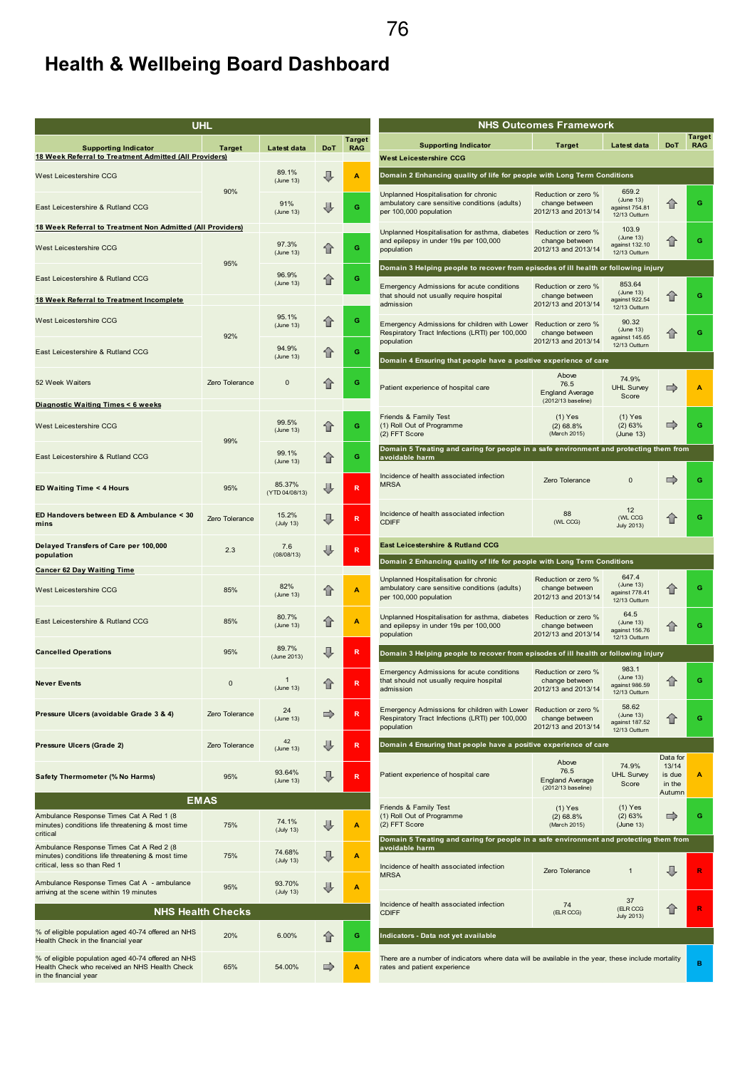# Health & Wellbeing Board Dashboard

## UHL

| Supporting Indicator | Target | Latest data | DoT | Target RAG |
|---|---|---|---|---|
| **18 Week Referral to Treatment Admitted (All Providers)** | | | | |
| West Leicestershire CCG | 90% | 89.1% (June 13) | ⇩ | A |
| East Leicestershire & Rutland CCG | 90% | 91% (June 13) | ⇩ | G |
| **18 Week Referral to Treatment Non Admitted (All Providers)** | | | | |
| West Leicestershire CCG | 95% | 97.3% (June 13) | ⇧ | G |
| East Leicestershire & Rutland CCG | 95% | 96.9% (June 13) | ⇧ | G |
| **18 Week Referral to Treatment Incomplete** | | | | |
| West Leicestershire CCG | 92% | 95.1% (June 13) | ⇧ | G |
| East Leicestershire & Rutland CCG | 92% | 94.9% (June 13) | ⇧ | G |
| 52 Week Waiters | Zero Tolerance | 0 | ⇧ | G |
| **Diagnostic Waiting Times < 6 weeks** | | | | |
| West Leicestershire CCG | 99% | 99.5% (June 13) | ⇧ | G |
| East Leicestershire & Rutland CCG | 99% | 99.1% (June 13) | ⇧ | G |
| **ED Waiting Time < 4 Hours** | 95% | 85.37% (YTD 04/08/13) | ⇩ | R |
| **ED Handovers between ED & Ambulance < 30 mins** | Zero Tolerance | 15.2% (July 13) | ⇩ | R |
| **Delayed Transfers of Care per 100,000 population** | 2.3 | 7.6 (08/08/13) | ⇩ | R |
| **Cancer 62 Day Waiting Time** | | | | |
| West Leicestershire CCG | 85% | 82% (June 13) | ⇧ | A |
| East Leicestershire & Rutland CCG | 85% | 80.7% (June 13) | ⇧ | A |
| **Cancelled Operations** | 95% | 89.7% (June 2013) | ⇩ | R |
| **Never Events** | 0 | 1 (June 13) | ⇧ | R |
| **Pressure Ulcers (avoidable Grade 3 & 4)** | Zero Tolerance | 24 (June 13) | ⇨ | R |
| **Pressure Ulcers (Grade 2)** | Zero Tolerance | 42 (June 13) | ⇩ | R |
| **Safety Thermometer (% No Harms)** | 95% | 93.64% (June 13) | ⇩ | R |

## EMAS

| Supporting Indicator | Target | Latest data | DoT | Target RAG |
|---|---|---|---|---|
| Ambulance Response Times Cat A Red 1 (8 minutes) conditions life threatening & most time critical | 75% | 74.1% (July 13) | ⇩ | A |
| Ambulance Response Times Cat A Red 2 (8 minutes) conditions life threatening & most time critical, less so than Red 1 | 75% | 74.68% (July 13) | ⇩ | A |
| Ambulance Response Times Cat A - ambulance arriving at the scene within 19 minutes | 95% | 93.70% (July 13) | ⇩ | A |

## NHS Health Checks

| Supporting Indicator | Target | Latest data | DoT | Target RAG |
|---|---|---|---|---|
| % of eligible population aged 40-74 offered an NHS Health Check in the financial year | 20% | 6.00% | ⇧ | G |
| % of eligible population aged 40-74 offered an NHS Health Check who received an NHS Health Check in the financial year | 65% | 54.00% | ⇨ | A |

## NHS Outcomes Framework

| Supporting Indicator | Target | Latest data | DoT | Target RAG |
|---|---|---|---|---|
| **West Leicestershire CCG** | | | | |
| **Domain 2 Enhancing quality of life for people with Long Term Conditions** | | | | |
| Unplanned Hospitalisation for chronic ambulatory care sensitive conditions (adults) per 100,000 population | Reduction or zero % change between 2012/13 and 2013/14 | 659.2 (June 13) against 754.81 12/13 Outturn | ⇧ | G |
| Unplanned Hospitalisation for asthma, diabetes and epilepsy in under 19s per 100,000 population | Reduction or zero % change between 2012/13 and 2013/14 | 103.9 (June 13) against 132.10 12/13 Outturn | ⇧ | G |
| **Domain 3 Helping people to recover from episodes of ill health or following injury** | | | | |
| Emergency Admissions for acute conditions that should not usually require hospital admission | Reduction or zero % change between 2012/13 and 2013/14 | 853.64 (June 13) against 922.54 12/13 Outturn | ⇧ | G |
| Emergency Admissions for children with Lower Respiratory Tract Infections (LRTI) per 100,000 population | Reduction or zero % change between 2012/13 and 2013/14 | 90.32 (June 13) against 145.65 12/13 Outturn | ⇧ | G |
| **Domain 4 Ensuring that people have a positive experience of care** | | | | |
| Patient experience of hospital care | Above 76.5 England Average (2012/13 baseline) | 74.9% UHL Survey Score | ⇨ | A |
| Friends & Family Test (1) Roll Out of Programme (2) FFT Score | (1) Yes (2) 68.8% (March 2015) | (1) Yes (2) 63% (June 13) | ⇨ | G |
| **Domain 5 Treating and caring for people in a safe environment and protecting them from avoidable harm** | | | | |
| Incidence of health associated infection MRSA | Zero Tolerance | 0 | ⇨ | G |
| Incidence of health associated infection CDIFF | 88 (WL CCG) | 12 (WL CCG July 2013) | ⇧ | G |
| **East Leicestershire & Rutland CCG** | | | | |
| **Domain 2 Enhancing quality of life for people with Long Term Conditions** | | | | |
| Unplanned Hospitalisation for chronic ambulatory care sensitive conditions (adults) per 100,000 population | Reduction or zero % change between 2012/13 and 2013/14 | 647.4 (June 13) against 778.41 12/13 Outturn | ⇧ | G |
| Unplanned Hospitalisation for asthma, diabetes and epilepsy in under 19s per 100,000 population | Reduction or zero % change between 2012/13 and 2013/14 | 64.5 (June 13) against 156.76 12/13 Outturn | ⇧ | G |
| **Domain 3 Helping people to recover from episodes of ill health or following injury** | | | | |
| Emergency Admissions for acute conditions that should not usually require hospital admission | Reduction or zero % change between 2012/13 and 2013/14 | 983.1 (June 13) against 986.59 12/13 Outturn | ⇧ | G |
| Emergency Admissions for children with Lower Respiratory Tract Infections (LRTI) per 100,000 population | Reduction or zero % change between 2012/13 and 2013/14 | 58.62 (June 13) against 187.52 12/13 Outturn | ⇧ | G |
| **Domain 4 Ensuring that people have a positive experience of care** | | | | |
| Patient experience of hospital care | Above 76.5 England Average (2012/13 baseline) | 74.9% UHL Survey Score | Data for 13/14 is due in the Autumn | A |
| Friends & Family Test (1) Roll Out of Programme (2) FFT Score | (1) Yes (2) 68.8% (March 2015) | (1) Yes (2) 63% (June 13) | ⇨ | G |
| **Domain 5 Treating and caring for people in a safe environment and protecting them from avoidable harm** | | | | |
| Incidence of health associated infection MRSA | Zero Tolerance | 1 | ⇩ | R |
| Incidence of health associated infection CDIFF | 74 (ELR CCG) | 37 (ELR CCG July 2013) | ⇧ | R |
| **Indicators - Data not yet available** | | | | |
| There are a number of indicators where data will be available in the year, these include mortality rates and patient experience | | | | B |